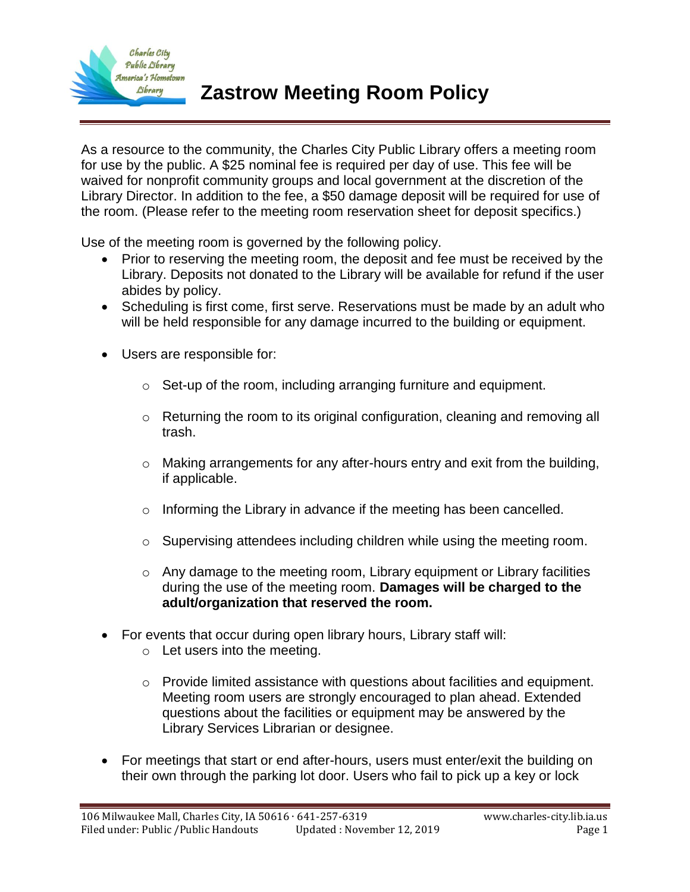# Zastrow Meeting Room Policy

As a resource to the community, the Charles City Public Library offers a meeting room for use by the public. A $25 nominal fee is required per day of use. This fee will be waived for nonprofit community groups and local government at the discretion of the Library Director. In addition to the fee, a $50 damage deposit will be required for use of the room. (Please refer to the meeting room reservation sheet for deposit specifics.)

Use of the meeting room is governed by the following policy.

- Prior to reserving the meeting room, the deposit and fee must be received by the Library. Deposits not donated to the Library will be available for refund if the user abides by policy.
- Scheduling is first come, first serve. Reservations must be made by an adult who will be held responsible for any damage incurred to the building or equipment.
- Users are responsible for:
  - Set-up of the room, including arranging furniture and equipment.
  - Returning the room to its original configuration, cleaning and removing all trash.
  - Making arrangements for any after-hours entry and exit from the building, if applicable.
  - Informing the Library in advance if the meeting has been cancelled.
  - Supervising attendees including children while using the meeting room.
  - Any damage to the meeting room, Library equipment or Library facilities during the use of the meeting room. **Damages will be charged to the adult/organization that reserved the room.**
- For events that occur during open library hours, Library staff will:
  - Let users into the meeting.
  - Provide limited assistance with questions about facilities and equipment. Meeting room users are strongly encouraged to plan ahead. Extended questions about the facilities or equipment may be answered by the Library Services Librarian or designee.
- For meetings that start or end after-hours, users must enter/exit the building on their own through the parking lot door. Users who fail to pick up a key or lock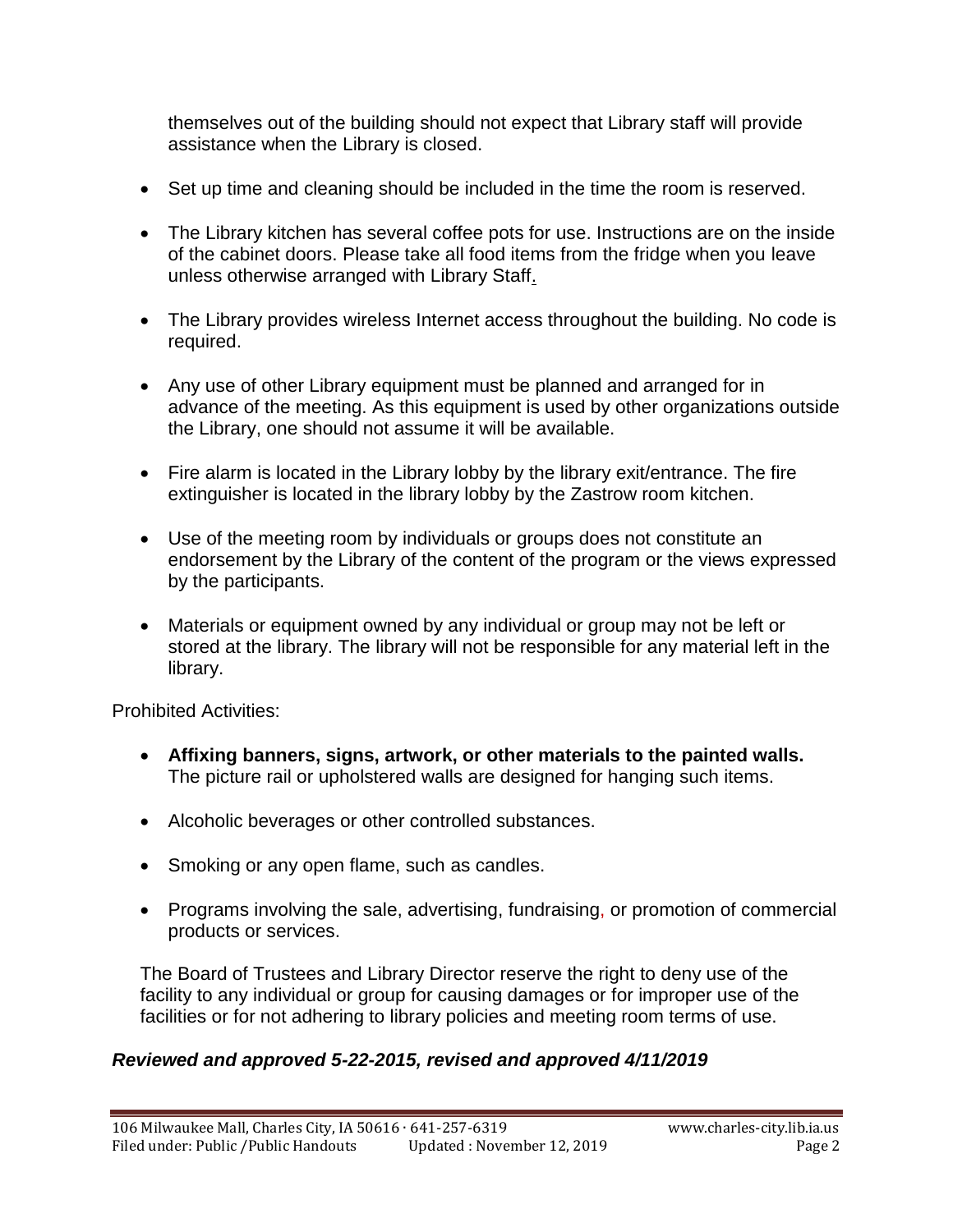themselves out of the building should not expect that Library staff will provide assistance when the Library is closed.

- Set up time and cleaning should be included in the time the room is reserved.
- The Library kitchen has several coffee pots for use. Instructions are on the inside of the cabinet doors. Please take all food items from the fridge when you leave unless otherwise arranged with Library Staff.
- The Library provides wireless Internet access throughout the building. No code is required.
- Any use of other Library equipment must be planned and arranged for in advance of the meeting. As this equipment is used by other organizations outside the Library, one should not assume it will be available.
- Fire alarm is located in the Library lobby by the library exit/entrance. The fire extinguisher is located in the library lobby by the Zastrow room kitchen.
- Use of the meeting room by individuals or groups does not constitute an endorsement by the Library of the content of the program or the views expressed by the participants.
- Materials or equipment owned by any individual or group may not be left or stored at the library. The library will not be responsible for any material left in the library.

Prohibited Activities:

- **Affixing banners, signs, artwork, or other materials to the painted walls.** The picture rail or upholstered walls are designed for hanging such items.
- Alcoholic beverages or other controlled substances.
- Smoking or any open flame, such as candles.
- Programs involving the sale, advertising, fundraising, or promotion of commercial products or services.

The Board of Trustees and Library Director reserve the right to deny use of the facility to any individual or group for causing damages or for improper use of the facilities or for not adhering to library policies and meeting room terms of use.

***Reviewed and approved 5-22-2015, revised and approved 4/11/2019***